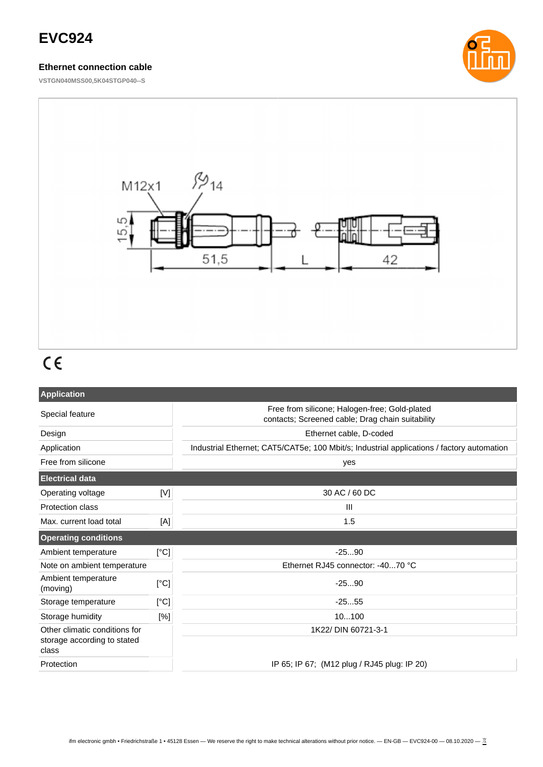# EVC924

## Ethernet connection cable

VSTGN040MSS00,5K04STGP040--S

M12x1 14 15,5 51,5 L 42

CE

| Application | | |
|---|---|---|
| Special feature | | Free from silicone; Halogen-free; Gold-plated contacts; Screened cable; Drag chain suitability |
| Design | | Ethernet cable, D-coded |
| Application | | Industrial Ethernet; CAT5/CAT5e; 100 Mbit/s; Industrial applications / factory automation |
| Free from silicone | | yes |
| **Electrical data** | | |
| Operating voltage | [V] | 30 AC / 60 DC |
| Protection class | | III |
| Max. current load total | [A] | 1.5 |
| **Operating conditions** | | |
| Ambient temperature | [°C] | -25...90 |
| Note on ambient temperature | | Ethernet RJ45 connector: -40...70 °C |
| Ambient temperature (moving) | [°C] | -25...90 |
| Storage temperature | [°C] | -25...55 |
| Storage humidity | [%] | 10...100 |
| Other climatic conditions for storage according to stated class | | 1K22/ DIN 60721-3-1 |
| Protection | | IP 65; IP 67; (M12 plug / RJ45 plug: IP 20) |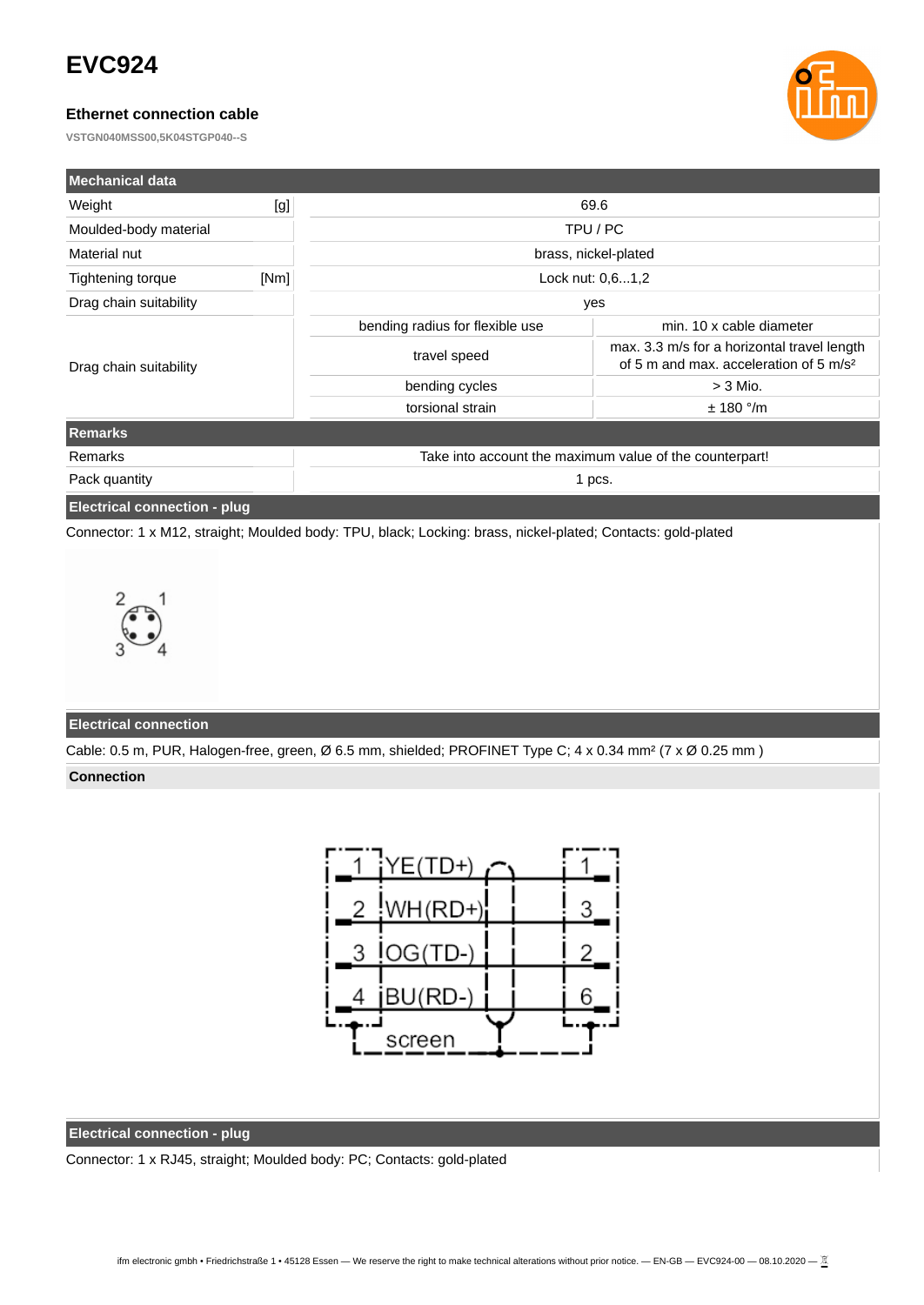# EVC924

### Ethernet connection cable

VSTGN040MSS00,5K04STGP040--S

| Mechanical data | | | |
|---|---|---|---|
| Weight | [g] | 69.6 | |
| Moulded-body material | | TPU / PC | |
| Material nut | | brass, nickel-plated | |
| Tightening torque | [Nm] | Lock nut: 0,6...1,2 | |
| Drag chain suitability | | yes | |
| Drag chain suitability | | bending radius for flexible use | min. 10 x cable diameter |
| | | travel speed | max. 3.3 m/s for a horizontal travel length of 5 m and max. acceleration of 5 m/s² |
| | | bending cycles | > 3 Mio. |
| | | torsional strain | ± 180 °/m |

| Remarks | |
|---|---|
| Remarks | Take into account the maximum value of the counterpart! |
| Pack quantity | 1 pcs. |

**Electrical connection - plug**

Connector: 1 x M12, straight; Moulded body: TPU, black; Locking: brass, nickel-plated; Contacts: gold-plated

**Electrical connection**

Cable: 0.5 m, PUR, Halogen-free, green, Ø 6.5 mm, shielded; PROFINET Type C; 4 x 0.34 mm² (7 x Ø 0.25 mm )

**Connection**

| M12 | Wire | RJ45 |
|---|---|---|
| 1 | YE(TD+) | 1 |
| 2 | WH(RD+) | 3 |
| 3 | OG(TD-) | 2 |
| 4 | BU(RD-) | 6 |
| | screen | |

**Electrical connection - plug**

Connector: 1 x RJ45, straight; Moulded body: PC; Contacts: gold-plated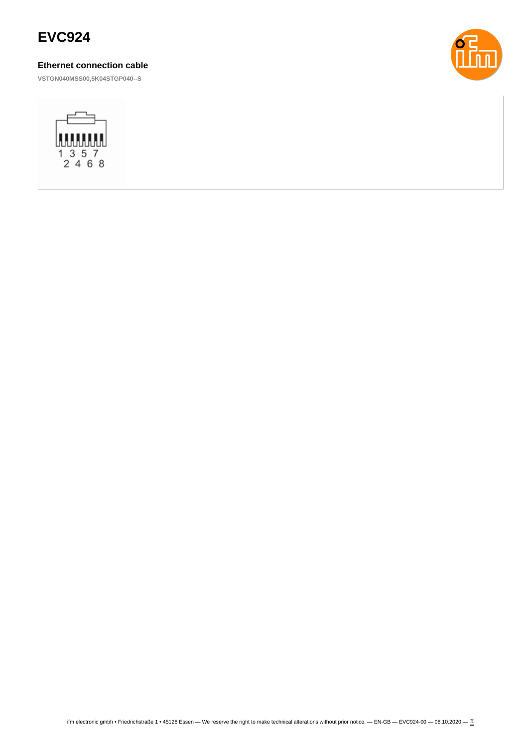# EVC924

### Ethernet connection cable

**VSTGN040MSS00,5K04STGP040--S**

1 3 5 7
2 4 6 8